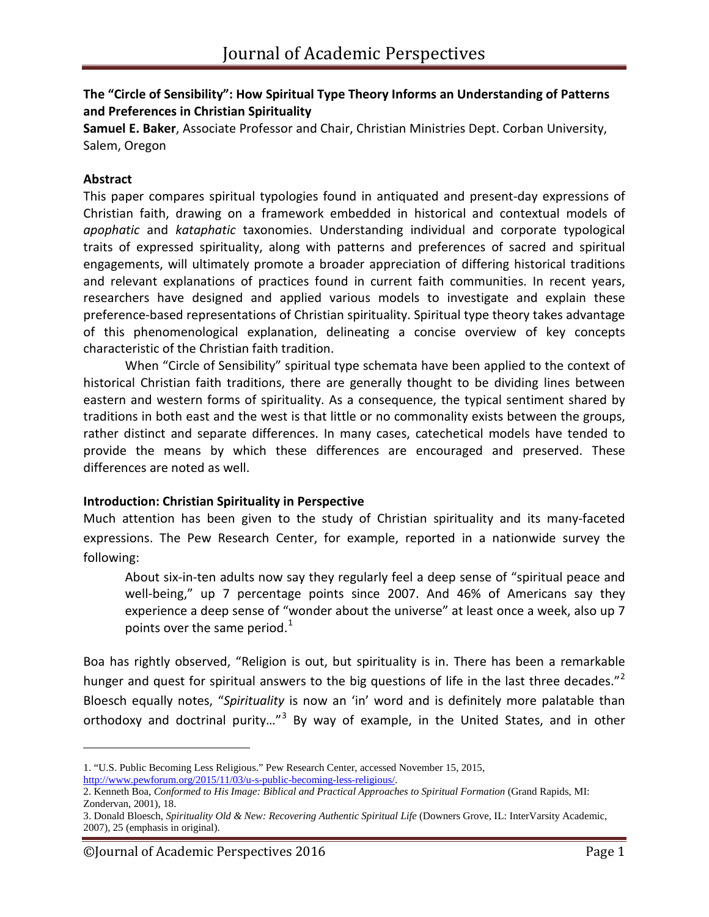## The "Circle of Sensibility": How Spiritual Type Theory Informs an Understanding of Patterns and Preferences in Christian Spirituality

**Samuel E. Baker**, Associate Professor and Chair, Christian Ministries Dept. Corban University, Salem, Oregon

### Abstract

This paper compares spiritual typologies found in antiquated and present-day expressions of Christian faith, drawing on a framework embedded in historical and contextual models of *apophatic* and *kataphatic* taxonomies. Understanding individual and corporate typological traits of expressed spirituality, along with patterns and preferences of sacred and spiritual engagements, will ultimately promote a broader appreciation of differing historical traditions and relevant explanations of practices found in current faith communities. In recent years, researchers have designed and applied various models to investigate and explain these preference-based representations of Christian spirituality. Spiritual type theory takes advantage of this phenomenological explanation, delineating a concise overview of key concepts characteristic of the Christian faith tradition.

When "Circle of Sensibility" spiritual type schemata have been applied to the context of historical Christian faith traditions, there are generally thought to be dividing lines between eastern and western forms of spirituality. As a consequence, the typical sentiment shared by traditions in both east and the west is that little or no commonality exists between the groups, rather distinct and separate differences. In many cases, catechetical models have tended to provide the means by which these differences are encouraged and preserved. These differences are noted as well.

### Introduction: Christian Spirituality in Perspective

Much attention has been given to the study of Christian spirituality and its many-faceted expressions. The Pew Research Center, for example, reported in a nationwide survey the following:

> About six-in-ten adults now say they regularly feel a deep sense of "spiritual peace and well-being," up 7 percentage points since 2007. And 46% of Americans say they experience a deep sense of "wonder about the universe" at least once a week, also up 7 points over the same period.[1]

Boa has rightly observed, "Religion is out, but spirituality is in. There has been a remarkable hunger and quest for spiritual answers to the big questions of life in the last three decades."[2] Bloesch equally notes, "*Spirituality* is now an 'in' word and is definitely more palatable than orthodoxy and doctrinal purity…"[3] By way of example, in the United States, and in other

---

1. "U.S. Public Becoming Less Religious." Pew Research Center, accessed November 15, 2015, http://www.pewforum.org/2015/11/03/u-s-public-becoming-less-religious/.
2. Kenneth Boa, *Conformed to His Image: Biblical and Practical Approaches to Spiritual Formation* (Grand Rapids, MI: Zondervan, 2001), 18.
3. Donald Bloesch, *Spirituality Old & New: Recovering Authentic Spiritual Life* (Downers Grove, IL: InterVarsity Academic, 2007), 25 (emphasis in original).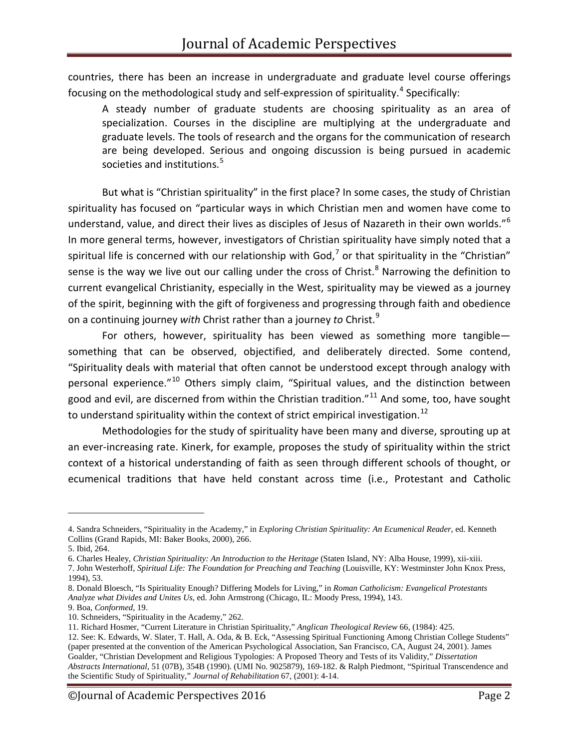countries, there has been an increase in undergraduate and graduate level course offerings focusing on the methodological study and self-expression of spirituality.[4] Specifically:

> A steady number of graduate students are choosing spirituality as an area of specialization. Courses in the discipline are multiplying at the undergraduate and graduate levels. The tools of research and the organs for the communication of research are being developed. Serious and ongoing discussion is being pursued in academic societies and institutions.[5]

But what is "Christian spirituality" in the first place? In some cases, the study of Christian spirituality has focused on "particular ways in which Christian men and women have come to understand, value, and direct their lives as disciples of Jesus of Nazareth in their own worlds."[6] In more general terms, however, investigators of Christian spirituality have simply noted that a spiritual life is concerned with our relationship with God,[7] or that spirituality in the "Christian" sense is the way we live out our calling under the cross of Christ.[8] Narrowing the definition to current evangelical Christianity, especially in the West, spirituality may be viewed as a journey of the spirit, beginning with the gift of forgiveness and progressing through faith and obedience on a continuing journey *with* Christ rather than a journey *to* Christ.[9]

For others, however, spirituality has been viewed as something more tangible—something that can be observed, objectified, and deliberately directed. Some contend, "Spirituality deals with material that often cannot be understood except through analogy with personal experience."[10] Others simply claim, "Spiritual values, and the distinction between good and evil, are discerned from within the Christian tradition."[11] And some, too, have sought to understand spirituality within the context of strict empirical investigation.[12]

Methodologies for the study of spirituality have been many and diverse, sprouting up at an ever-increasing rate. Kinerk, for example, proposes the study of spirituality within the strict context of a historical understanding of faith as seen through different schools of thought, or ecumenical traditions that have held constant across time (i.e., Protestant and Catholic

---

4. Sandra Schneiders, "Spirituality in the Academy," in *Exploring Christian Spirituality: An Ecumenical Reader*, ed. Kenneth Collins (Grand Rapids, MI: Baker Books, 2000), 266.
5. Ibid, 264.
6. Charles Healey, *Christian Spirituality: An Introduction to the Heritage* (Staten Island, NY: Alba House, 1999), xii-xiii.
7. John Westerhoff, *Spiritual Life: The Foundation for Preaching and Teaching* (Louisville, KY: Westminster John Knox Press, 1994), 53.
8. Donald Bloesch, "Is Spirituality Enough? Differing Models for Living," in *Roman Catholicism: Evangelical Protestants Analyze what Divides and Unites Us*, ed. John Armstrong (Chicago, IL: Moody Press, 1994), 143.
9. Boa, *Conformed*, 19.
10. Schneiders, "Spirituality in the Academy," 262.
11. Richard Hosmer, "Current Literature in Christian Spirituality," *Anglican Theological Review* 66, (1984): 425.
12. See: K. Edwards, W. Slater, T. Hall, A. Oda, & B. Eck, "Assessing Spiritual Functioning Among Christian College Students" (paper presented at the convention of the American Psychological Association, San Francisco, CA, August 24, 2001). James Goalder, "Christian Development and Religious Typologies: A Proposed Theory and Tests of its Validity," *Dissertation Abstracts International*, 51 (07B), 354B (1990). (UMI No. 9025879), 169-182. & Ralph Piedmont, "Spiritual Transcendence and the Scientific Study of Spirituality," *Journal of Rehabilitation* 67, (2001): 4-14.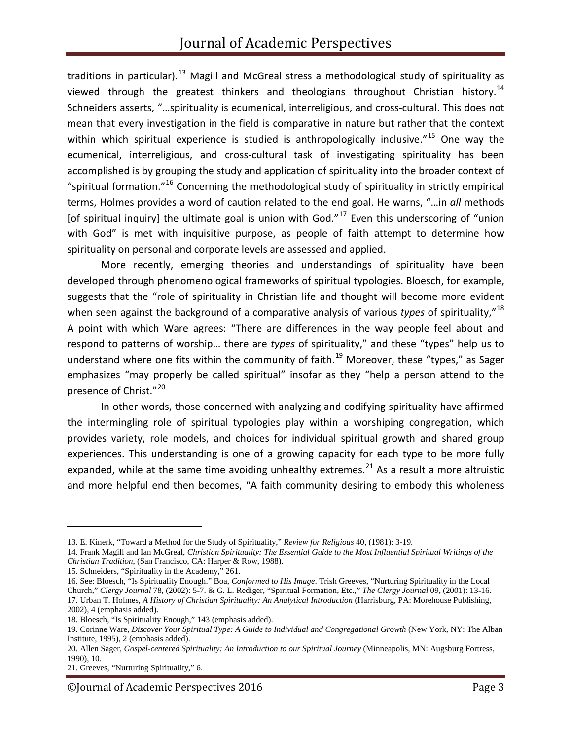traditions in particular).[13] Magill and McGreal stress a methodological study of spirituality as viewed through the greatest thinkers and theologians throughout Christian history.[14] Schneiders asserts, "…spirituality is ecumenical, interreligious, and cross-cultural. This does not mean that every investigation in the field is comparative in nature but rather that the context within which spiritual experience is studied is anthropologically inclusive."[15] One way the ecumenical, interreligious, and cross-cultural task of investigating spirituality has been accomplished is by grouping the study and application of spirituality into the broader context of "spiritual formation."[16] Concerning the methodological study of spirituality in strictly empirical terms, Holmes provides a word of caution related to the end goal. He warns, "…in *all* methods [of spiritual inquiry] the ultimate goal is union with God."[17] Even this underscoring of "union with God" is met with inquisitive purpose, as people of faith attempt to determine how spirituality on personal and corporate levels are assessed and applied.

More recently, emerging theories and understandings of spirituality have been developed through phenomenological frameworks of spiritual typologies. Bloesch, for example, suggests that the "role of spirituality in Christian life and thought will become more evident when seen against the background of a comparative analysis of various *types* of spirituality,"[18] A point with which Ware agrees: "There are differences in the way people feel about and respond to patterns of worship… there are *types* of spirituality," and these "types" help us to understand where one fits within the community of faith.[19] Moreover, these "types," as Sager emphasizes "may properly be called spiritual" insofar as they "help a person attend to the presence of Christ."[20]

In other words, those concerned with analyzing and codifying spirituality have affirmed the intermingling role of spiritual typologies play within a worshiping congregation, which provides variety, role models, and choices for individual spiritual growth and shared group experiences. This understanding is one of a growing capacity for each type to be more fully expanded, while at the same time avoiding unhealthy extremes.[21] As a result a more altruistic and more helpful end then becomes, "A faith community desiring to embody this wholeness

---

13. E. Kinerk, "Toward a Method for the Study of Spirituality," *Review for Religious* 40, (1981): 3-19.
14. Frank Magill and Ian McGreal, *Christian Spirituality: The Essential Guide to the Most Influential Spiritual Writings of the Christian Tradition*, (San Francisco, CA: Harper & Row, 1988).
15. Schneiders, "Spirituality in the Academy," 261.
16. See: Bloesch, "Is Spirituality Enough." Boa, *Conformed to His Image*. Trish Greeves, "Nurturing Spirituality in the Local Church," *Clergy Journal* 78, (2002): 5-7. & G. L. Rediger, "Spiritual Formation, Etc.," *The Clergy Journal* 09, (2001): 13-16.
17. Urban T. Holmes, *A History of Christian Spirituality: An Analytical Introduction* (Harrisburg, PA: Morehouse Publishing, 2002), 4 (emphasis added).
18. Bloesch, "Is Spirituality Enough," 143 (emphasis added).
19. Corinne Ware, *Discover Your Spiritual Type: A Guide to Individual and Congregational Growth* (New York, NY: The Alban Institute, 1995), 2 (emphasis added).
20. Allen Sager, *Gospel-centered Spirituality: An Introduction to our Spiritual Journey* (Minneapolis, MN: Augsburg Fortress, 1990), 10.
21. Greeves, "Nurturing Spirituality," 6.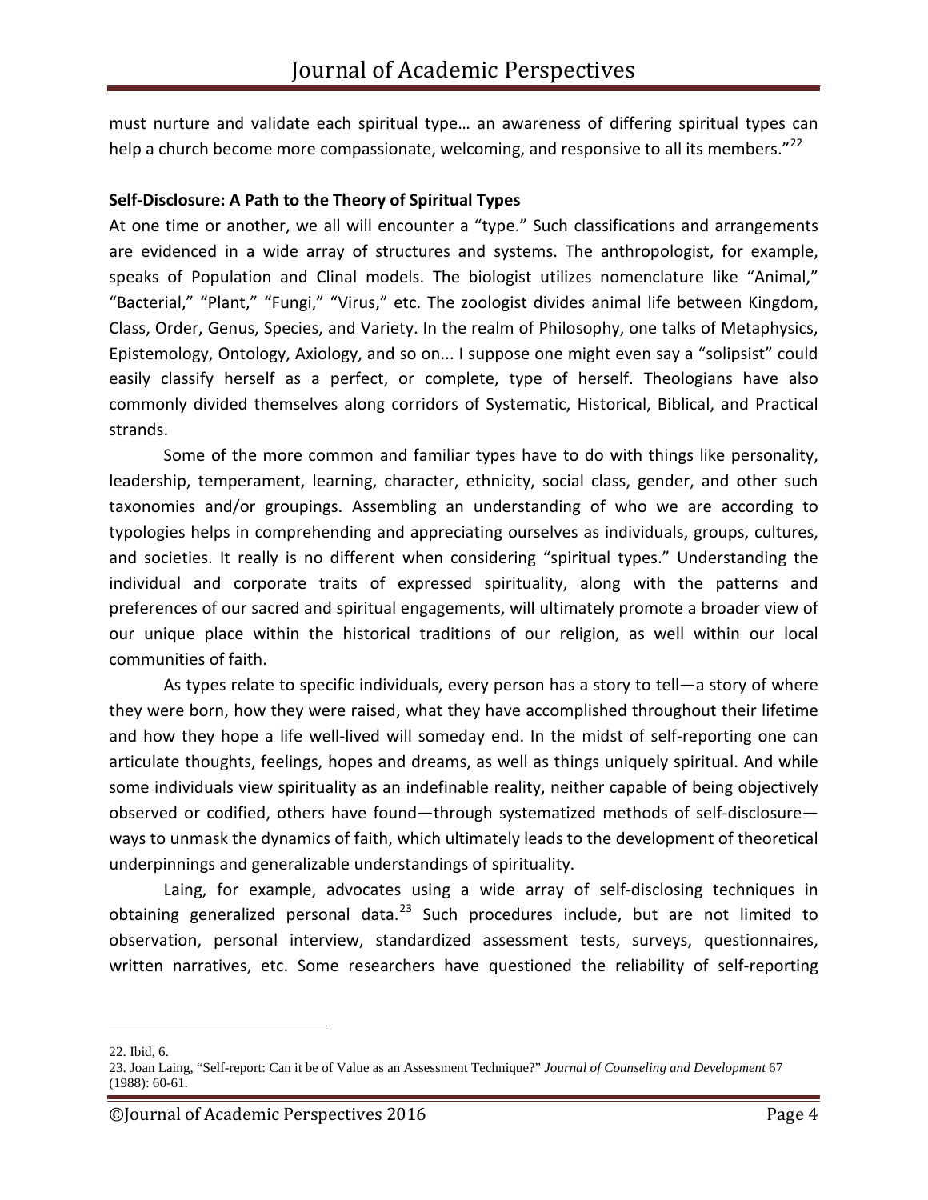must nurture and validate each spiritual type… an awareness of differing spiritual types can help a church become more compassionate, welcoming, and responsive to all its members."[22]

**Self-Disclosure: A Path to the Theory of Spiritual Types**

At one time or another, we all will encounter a "type." Such classifications and arrangements are evidenced in a wide array of structures and systems. The anthropologist, for example, speaks of Population and Clinal models. The biologist utilizes nomenclature like "Animal," "Bacterial," "Plant," "Fungi," "Virus," etc. The zoologist divides animal life between Kingdom, Class, Order, Genus, Species, and Variety. In the realm of Philosophy, one talks of Metaphysics, Epistemology, Ontology, Axiology, and so on... I suppose one might even say a "solipsist" could easily classify herself as a perfect, or complete, type of herself. Theologians have also commonly divided themselves along corridors of Systematic, Historical, Biblical, and Practical strands.

Some of the more common and familiar types have to do with things like personality, leadership, temperament, learning, character, ethnicity, social class, gender, and other such taxonomies and/or groupings. Assembling an understanding of who we are according to typologies helps in comprehending and appreciating ourselves as individuals, groups, cultures, and societies. It really is no different when considering "spiritual types." Understanding the individual and corporate traits of expressed spirituality, along with the patterns and preferences of our sacred and spiritual engagements, will ultimately promote a broader view of our unique place within the historical traditions of our religion, as well within our local communities of faith.

As types relate to specific individuals, every person has a story to tell—a story of where they were born, how they were raised, what they have accomplished throughout their lifetime and how they hope a life well-lived will someday end. In the midst of self-reporting one can articulate thoughts, feelings, hopes and dreams, as well as things uniquely spiritual. And while some individuals view spirituality as an indefinable reality, neither capable of being objectively observed or codified, others have found—through systematized methods of self-disclosure—ways to unmask the dynamics of faith, which ultimately leads to the development of theoretical underpinnings and generalizable understandings of spirituality.

Laing, for example, advocates using a wide array of self-disclosing techniques in obtaining generalized personal data.[23] Such procedures include, but are not limited to observation, personal interview, standardized assessment tests, surveys, questionnaires, written narratives, etc. Some researchers have questioned the reliability of self-reporting

---

22. Ibid, 6.

23. Joan Laing, "Self-report: Can it be of Value as an Assessment Technique?" *Journal of Counseling and Development* 67 (1988): 60-61.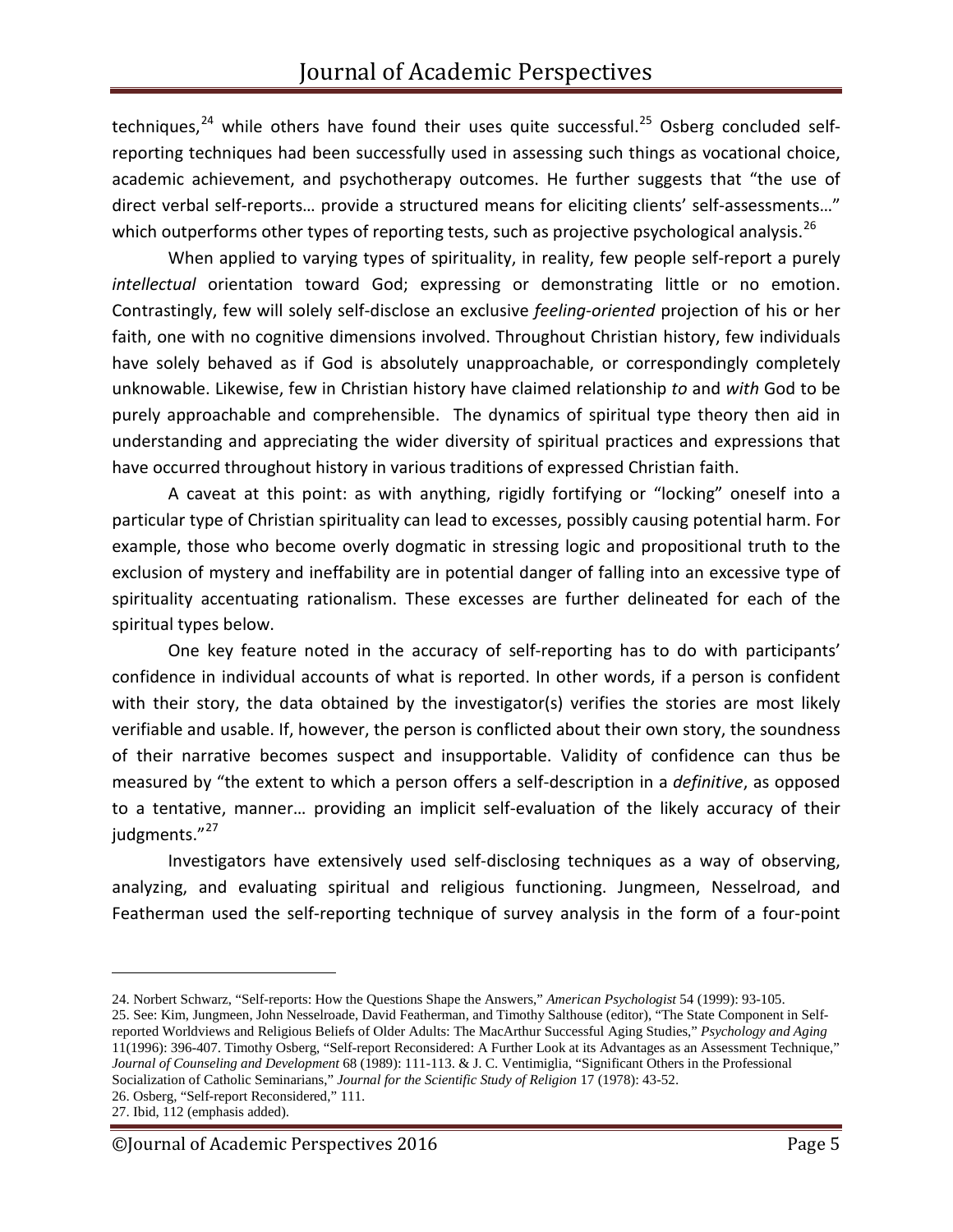techniques,[24] while others have found their uses quite successful.[25] Osberg concluded self-reporting techniques had been successfully used in assessing such things as vocational choice, academic achievement, and psychotherapy outcomes. He further suggests that "the use of direct verbal self-reports… provide a structured means for eliciting clients' self-assessments…" which outperforms other types of reporting tests, such as projective psychological analysis.[26]

When applied to varying types of spirituality, in reality, few people self-report a purely *intellectual* orientation toward God; expressing or demonstrating little or no emotion. Contrastingly, few will solely self-disclose an exclusive *feeling-oriented* projection of his or her faith, one with no cognitive dimensions involved. Throughout Christian history, few individuals have solely behaved as if God is absolutely unapproachable, or correspondingly completely unknowable. Likewise, few in Christian history have claimed relationship *to* and *with* God to be purely approachable and comprehensible. The dynamics of spiritual type theory then aid in understanding and appreciating the wider diversity of spiritual practices and expressions that have occurred throughout history in various traditions of expressed Christian faith.

A caveat at this point: as with anything, rigidly fortifying or "locking" oneself into a particular type of Christian spirituality can lead to excesses, possibly causing potential harm. For example, those who become overly dogmatic in stressing logic and propositional truth to the exclusion of mystery and ineffability are in potential danger of falling into an excessive type of spirituality accentuating rationalism. These excesses are further delineated for each of the spiritual types below.

One key feature noted in the accuracy of self-reporting has to do with participants' confidence in individual accounts of what is reported. In other words, if a person is confident with their story, the data obtained by the investigator(s) verifies the stories are most likely verifiable and usable. If, however, the person is conflicted about their own story, the soundness of their narrative becomes suspect and insupportable. Validity of confidence can thus be measured by "the extent to which a person offers a self-description in a *definitive*, as opposed to a tentative, manner… providing an implicit self-evaluation of the likely accuracy of their judgments."[27]

Investigators have extensively used self-disclosing techniques as a way of observing, analyzing, and evaluating spiritual and religious functioning. Jungmeen, Nesselroad, and Featherman used the self-reporting technique of survey analysis in the form of a four-point

---

24. Norbert Schwarz, "Self-reports: How the Questions Shape the Answers," *American Psychologist* 54 (1999): 93-105.

25. See: Kim, Jungmeen, John Nesselroade, David Featherman, and Timothy Salthouse (editor), "The State Component in Self-reported Worldviews and Religious Beliefs of Older Adults: The MacArthur Successful Aging Studies," *Psychology and Aging* 11(1996): 396-407. Timothy Osberg, "Self-report Reconsidered: A Further Look at its Advantages as an Assessment Technique," *Journal of Counseling and Development* 68 (1989): 111-113. & J. C. Ventimiglia, "Significant Others in the Professional Socialization of Catholic Seminarians," *Journal for the Scientific Study of Religion* 17 (1978): 43-52.

26. Osberg, "Self-report Reconsidered," 111.

27. Ibid, 112 (emphasis added).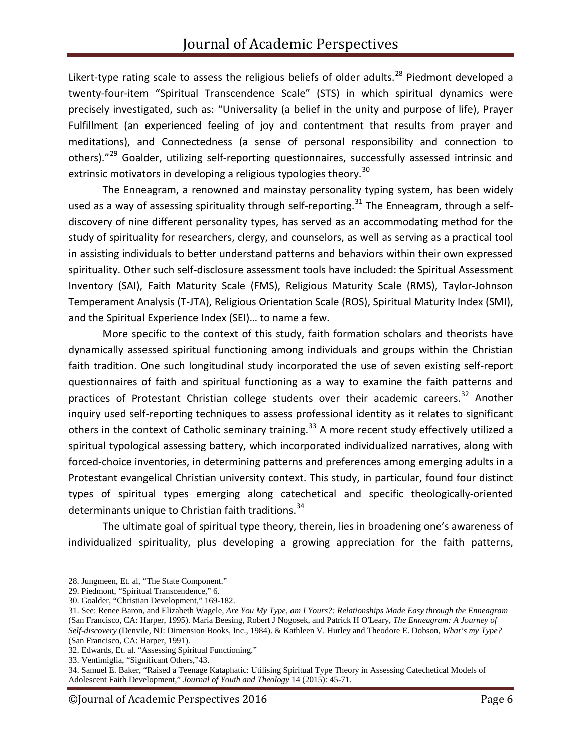Likert-type rating scale to assess the religious beliefs of older adults.[28] Piedmont developed a twenty-four-item "Spiritual Transcendence Scale" (STS) in which spiritual dynamics were precisely investigated, such as: "Universality (a belief in the unity and purpose of life), Prayer Fulfillment (an experienced feeling of joy and contentment that results from prayer and meditations), and Connectedness (a sense of personal responsibility and connection to others)."[29] Goalder, utilizing self-reporting questionnaires, successfully assessed intrinsic and extrinsic motivators in developing a religious typologies theory.[30]

The Enneagram, a renowned and mainstay personality typing system, has been widely used as a way of assessing spirituality through self-reporting.[31] The Enneagram, through a self-discovery of nine different personality types, has served as an accommodating method for the study of spirituality for researchers, clergy, and counselors, as well as serving as a practical tool in assisting individuals to better understand patterns and behaviors within their own expressed spirituality. Other such self-disclosure assessment tools have included: the Spiritual Assessment Inventory (SAI), Faith Maturity Scale (FMS), Religious Maturity Scale (RMS), Taylor-Johnson Temperament Analysis (T-JTA), Religious Orientation Scale (ROS), Spiritual Maturity Index (SMI), and the Spiritual Experience Index (SEI)… to name a few.

More specific to the context of this study, faith formation scholars and theorists have dynamically assessed spiritual functioning among individuals and groups within the Christian faith tradition. One such longitudinal study incorporated the use of seven existing self-report questionnaires of faith and spiritual functioning as a way to examine the faith patterns and practices of Protestant Christian college students over their academic careers.[32] Another inquiry used self-reporting techniques to assess professional identity as it relates to significant others in the context of Catholic seminary training.[33] A more recent study effectively utilized a spiritual typological assessing battery, which incorporated individualized narratives, along with forced-choice inventories, in determining patterns and preferences among emerging adults in a Protestant evangelical Christian university context. This study, in particular, found four distinct types of spiritual types emerging along catechetical and specific theologically-oriented determinants unique to Christian faith traditions.[34]

The ultimate goal of spiritual type theory, therein, lies in broadening one's awareness of individualized spirituality, plus developing a growing appreciation for the faith patterns,

---

28. Jungmeen, Et. al, "The State Component."
29. Piedmont, "Spiritual Transcendence," 6.
30. Goalder, "Christian Development," 169-182.
31. See: Renee Baron, and Elizabeth Wagele, *Are You My Type, am I Yours?: Relationships Made Easy through the Enneagram* (San Francisco, CA: Harper, 1995). Maria Beesing, Robert J Nogosek, and Patrick H O'Leary, *The Enneagram: A Journey of Self-discovery* (Denvile, NJ: Dimension Books, Inc., 1984). & Kathleen V. Hurley and Theodore E. Dobson, *What's my Type?* (San Francisco, CA: Harper, 1991).
32. Edwards, Et. al. "Assessing Spiritual Functioning."
33. Ventimiglia, "Significant Others,"43.
34. Samuel E. Baker, "Raised a Teenage Kataphatic: Utilising Spiritual Type Theory in Assessing Catechetical Models of Adolescent Faith Development," *Journal of Youth and Theology* 14 (2015): 45-71.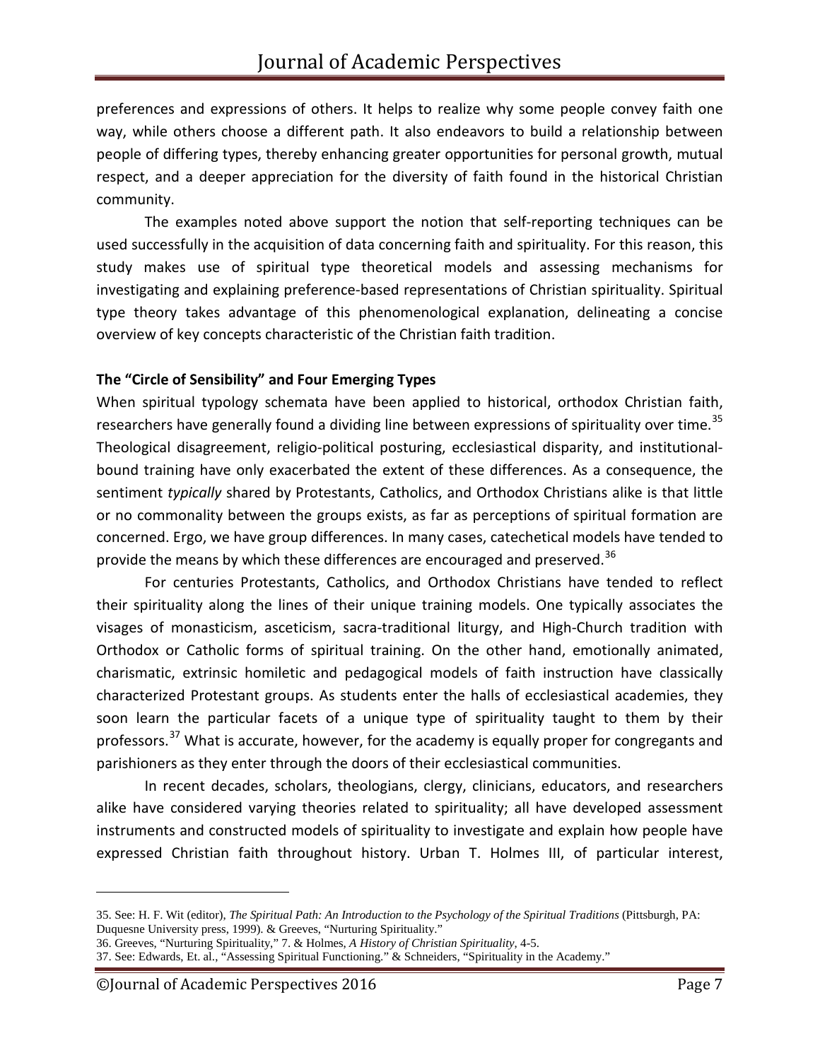preferences and expressions of others. It helps to realize why some people convey faith one way, while others choose a different path. It also endeavors to build a relationship between people of differing types, thereby enhancing greater opportunities for personal growth, mutual respect, and a deeper appreciation for the diversity of faith found in the historical Christian community.

The examples noted above support the notion that self-reporting techniques can be used successfully in the acquisition of data concerning faith and spirituality. For this reason, this study makes use of spiritual type theoretical models and assessing mechanisms for investigating and explaining preference-based representations of Christian spirituality. Spiritual type theory takes advantage of this phenomenological explanation, delineating a concise overview of key concepts characteristic of the Christian faith tradition.

**The "Circle of Sensibility" and Four Emerging Types**

When spiritual typology schemata have been applied to historical, orthodox Christian faith, researchers have generally found a dividing line between expressions of spirituality over time.[35] Theological disagreement, religio-political posturing, ecclesiastical disparity, and institutional-bound training have only exacerbated the extent of these differences. As a consequence, the sentiment *typically* shared by Protestants, Catholics, and Orthodox Christians alike is that little or no commonality between the groups exists, as far as perceptions of spiritual formation are concerned. Ergo, we have group differences. In many cases, catechetical models have tended to provide the means by which these differences are encouraged and preserved.[36]

For centuries Protestants, Catholics, and Orthodox Christians have tended to reflect their spirituality along the lines of their unique training models. One typically associates the visages of monasticism, asceticism, sacra-traditional liturgy, and High-Church tradition with Orthodox or Catholic forms of spiritual training. On the other hand, emotionally animated, charismatic, extrinsic homiletic and pedagogical models of faith instruction have classically characterized Protestant groups. As students enter the halls of ecclesiastical academies, they soon learn the particular facets of a unique type of spirituality taught to them by their professors.[37] What is accurate, however, for the academy is equally proper for congregants and parishioners as they enter through the doors of their ecclesiastical communities.

In recent decades, scholars, theologians, clergy, clinicians, educators, and researchers alike have considered varying theories related to spirituality; all have developed assessment instruments and constructed models of spirituality to investigate and explain how people have expressed Christian faith throughout history. Urban T. Holmes III, of particular interest,

---

35. See: H. F. Wit (editor), *The Spiritual Path: An Introduction to the Psychology of the Spiritual Traditions* (Pittsburgh, PA: Duquesne University press, 1999). & Greeves, "Nurturing Spirituality."

36. Greeves, "Nurturing Spirituality," 7. & Holmes, *A History of Christian Spirituality*, 4-5.

37. See: Edwards, Et. al., "Assessing Spiritual Functioning." & Schneiders, "Spirituality in the Academy."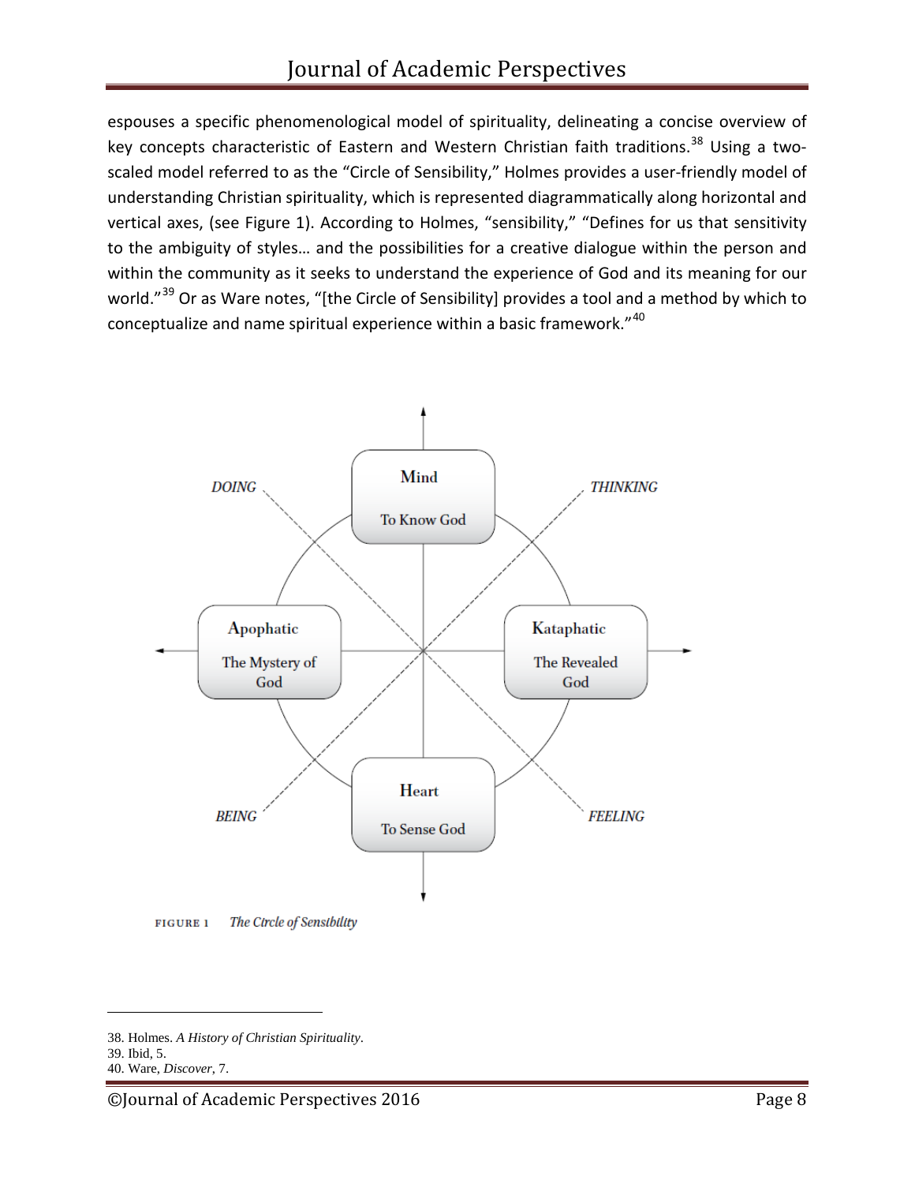espouses a specific phenomenological model of spirituality, delineating a concise overview of key concepts characteristic of Eastern and Western Christian faith traditions.[38] Using a two-scaled model referred to as the "Circle of Sensibility," Holmes provides a user-friendly model of understanding Christian spirituality, which is represented diagrammatically along horizontal and vertical axes, (see Figure 1). According to Holmes, "sensibility," "Defines for us that sensitivity to the ambiguity of styles… and the possibilities for a creative dialogue within the person and within the community as it seeks to understand the experience of God and its meaning for our world."[39] Or as Ware notes, "[the Circle of Sensibility] provides a tool and a method by which to conceptualize and name spiritual experience within a basic framework."[40]

DOING

Mind

To Know God

THINKING

Apophatic

The Mystery of God

Kataphatic

The Revealed God

BEING

Heart

To Sense God

FEELING

FIGURE 1 *The Circle of Sensibility*

---

38. Holmes. *A History of Christian Spirituality*.
39. Ibid, 5.
40. Ware, *Discover*, 7.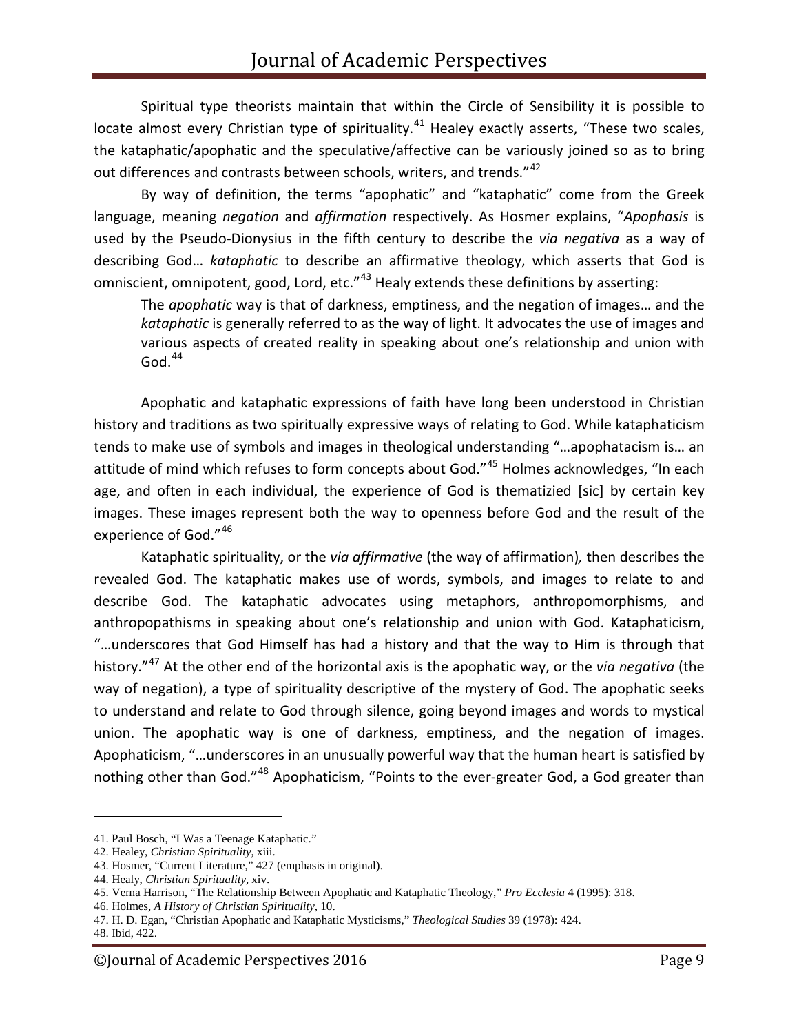Spiritual type theorists maintain that within the Circle of Sensibility it is possible to locate almost every Christian type of spirituality.[41] Healey exactly asserts, "These two scales, the kataphatic/apophatic and the speculative/affective can be variously joined so as to bring out differences and contrasts between schools, writers, and trends."[42]

By way of definition, the terms "apophatic" and "kataphatic" come from the Greek language, meaning *negation* and *affirmation* respectively. As Hosmer explains, "*Apophasis* is used by the Pseudo-Dionysius in the fifth century to describe the *via negativa* as a way of describing God… *kataphatic* to describe an affirmative theology, which asserts that God is omniscient, omnipotent, good, Lord, etc."[43] Healy extends these definitions by asserting:

> The *apophatic* way is that of darkness, emptiness, and the negation of images… and the *kataphatic* is generally referred to as the way of light. It advocates the use of images and various aspects of created reality in speaking about one's relationship and union with God.[44]

Apophatic and kataphatic expressions of faith have long been understood in Christian history and traditions as two spiritually expressive ways of relating to God. While kataphaticism tends to make use of symbols and images in theological understanding "…apophatacism is… an attitude of mind which refuses to form concepts about God."[45] Holmes acknowledges, "In each age, and often in each individual, the experience of God is thematizied [sic] by certain key images. These images represent both the way to openness before God and the result of the experience of God."[46]

Kataphatic spirituality, or the *via affirmative* (the way of affirmation)*,* then describes the revealed God. The kataphatic makes use of words, symbols, and images to relate to and describe God. The kataphatic advocates using metaphors, anthropomorphisms, and anthropopathisms in speaking about one's relationship and union with God. Kataphaticism, "…underscores that God Himself has had a history and that the way to Him is through that history."[47] At the other end of the horizontal axis is the apophatic way, or the *via negativa* (the way of negation), a type of spirituality descriptive of the mystery of God. The apophatic seeks to understand and relate to God through silence, going beyond images and words to mystical union. The apophatic way is one of darkness, emptiness, and the negation of images. Apophaticism, "…underscores in an unusually powerful way that the human heart is satisfied by nothing other than God."[48] Apophaticism, "Points to the ever-greater God, a God greater than

---

41. Paul Bosch, "I Was a Teenage Kataphatic."
42. Healey, *Christian Spirituality*, xiii.
43. Hosmer, "Current Literature," 427 (emphasis in original).
44. Healy, *Christian Spirituality*, xiv.
45. Verna Harrison, "The Relationship Between Apophatic and Kataphatic Theology," *Pro Ecclesia* 4 (1995): 318.
46. Holmes, *A History of Christian Spirituality*, 10.
47. H. D. Egan, "Christian Apophatic and Kataphatic Mysticisms," *Theological Studies* 39 (1978): 424.
48. Ibid, 422.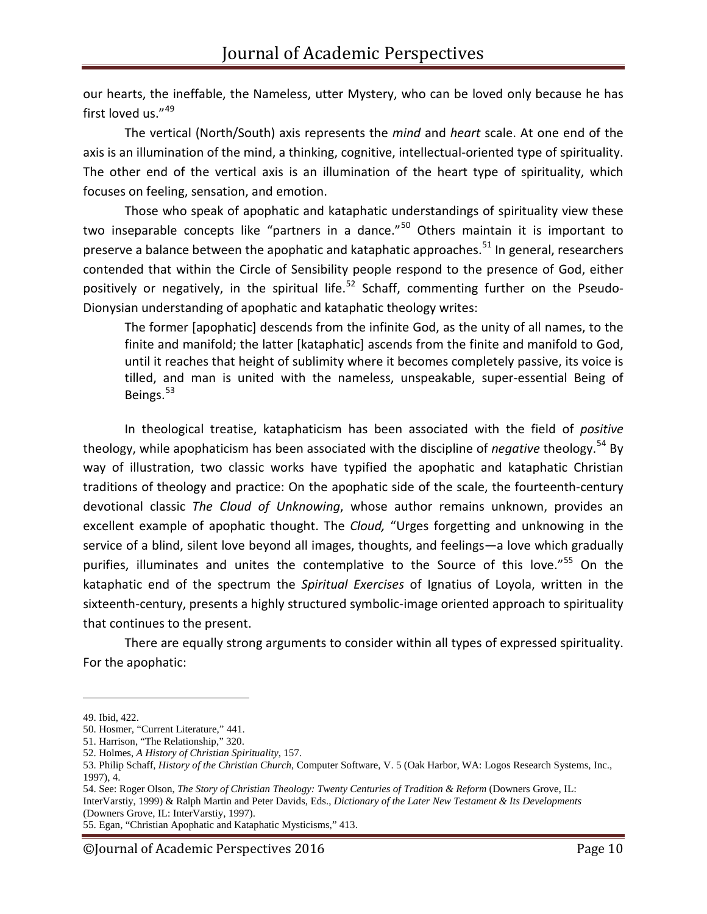our hearts, the ineffable, the Nameless, utter Mystery, who can be loved only because he has first loved us."[49]

The vertical (North/South) axis represents the *mind* and *heart* scale. At one end of the axis is an illumination of the mind, a thinking, cognitive, intellectual-oriented type of spirituality. The other end of the vertical axis is an illumination of the heart type of spirituality, which focuses on feeling, sensation, and emotion.

Those who speak of apophatic and kataphatic understandings of spirituality view these two inseparable concepts like "partners in a dance."[50] Others maintain it is important to preserve a balance between the apophatic and kataphatic approaches.[51] In general, researchers contended that within the Circle of Sensibility people respond to the presence of God, either positively or negatively, in the spiritual life.[52] Schaff, commenting further on the Pseudo-Dionysian understanding of apophatic and kataphatic theology writes:

> The former [apophatic] descends from the infinite God, as the unity of all names, to the finite and manifold; the latter [kataphatic] ascends from the finite and manifold to God, until it reaches that height of sublimity where it becomes completely passive, its voice is tilled, and man is united with the nameless, unspeakable, super-essential Being of Beings.[53]

In theological treatise, kataphaticism has been associated with the field of *positive* theology, while apophaticism has been associated with the discipline of *negative* theology.[54] By way of illustration, two classic works have typified the apophatic and kataphatic Christian traditions of theology and practice: On the apophatic side of the scale, the fourteenth-century devotional classic *The Cloud of Unknowing*, whose author remains unknown, provides an excellent example of apophatic thought. The *Cloud,* "Urges forgetting and unknowing in the service of a blind, silent love beyond all images, thoughts, and feelings—a love which gradually purifies, illuminates and unites the contemplative to the Source of this love."[55] On the kataphatic end of the spectrum the *Spiritual Exercises* of Ignatius of Loyola, written in the sixteenth-century, presents a highly structured symbolic-image oriented approach to spirituality that continues to the present.

There are equally strong arguments to consider within all types of expressed spirituality. For the apophatic:

---

49. Ibid, 422.
50. Hosmer, "Current Literature," 441.
51. Harrison, "The Relationship," 320.
52. Holmes, *A History of Christian Spirituality*, 157.
53. Philip Schaff, *History of the Christian Church*, Computer Software, V. 5 (Oak Harbor, WA: Logos Research Systems, Inc., 1997), 4.
54. See: Roger Olson, *The Story of Christian Theology: Twenty Centuries of Tradition & Reform* (Downers Grove, IL: InterVarstiy, 1999) & Ralph Martin and Peter Davids, Eds., *Dictionary of the Later New Testament & Its Developments* (Downers Grove, IL: InterVarstiy, 1997).
55. Egan, "Christian Apophatic and Kataphatic Mysticisms," 413.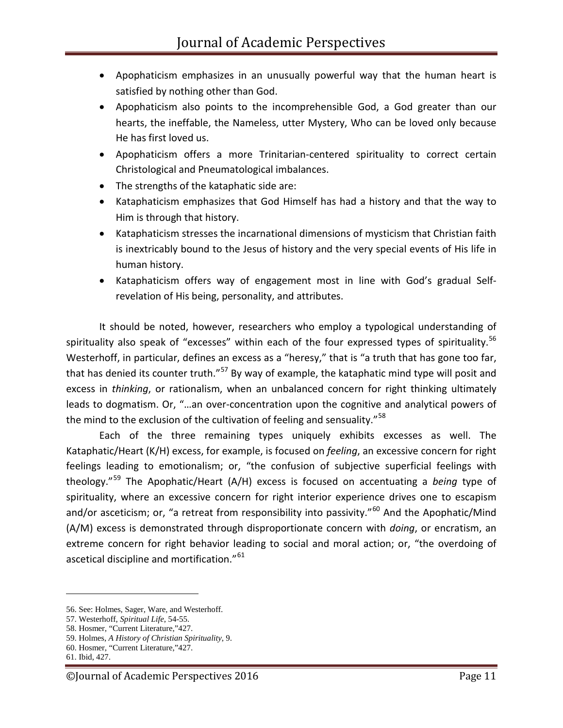- Apophaticism emphasizes in an unusually powerful way that the human heart is satisfied by nothing other than God.
- Apophaticism also points to the incomprehensible God, a God greater than our hearts, the ineffable, the Nameless, utter Mystery, Who can be loved only because He has first loved us.
- Apophaticism offers a more Trinitarian-centered spirituality to correct certain Christological and Pneumatological imbalances.
- The strengths of the kataphatic side are:
- Kataphaticism emphasizes that God Himself has had a history and that the way to Him is through that history.
- Kataphaticism stresses the incarnational dimensions of mysticism that Christian faith is inextricably bound to the Jesus of history and the very special events of His life in human history.
- Kataphaticism offers way of engagement most in line with God's gradual Self-revelation of His being, personality, and attributes.

It should be noted, however, researchers who employ a typological understanding of spirituality also speak of "excesses" within each of the four expressed types of spirituality.[56] Westerhoff, in particular, defines an excess as a "heresy," that is "a truth that has gone too far, that has denied its counter truth."[57] By way of example, the kataphatic mind type will posit and excess in *thinking*, or rationalism, when an unbalanced concern for right thinking ultimately leads to dogmatism. Or, "…an over-concentration upon the cognitive and analytical powers of the mind to the exclusion of the cultivation of feeling and sensuality."[58]

Each of the three remaining types uniquely exhibits excesses as well. The Kataphatic/Heart (K/H) excess, for example, is focused on *feeling*, an excessive concern for right feelings leading to emotionalism; or, "the confusion of subjective superficial feelings with theology."[59] The Apophatic/Heart (A/H) excess is focused on accentuating a *being* type of spirituality, where an excessive concern for right interior experience drives one to escapism and/or asceticism; or, "a retreat from responsibility into passivity."[60] And the Apophatic/Mind (A/M) excess is demonstrated through disproportionate concern with *doing*, or encratism, an extreme concern for right behavior leading to social and moral action; or, "the overdoing of ascetical discipline and mortification."[61]

---

56. See: Holmes, Sager, Ware, and Westerhoff.
57. Westerhoff, *Spiritual Life*, 54-55.
58. Hosmer, "Current Literature,"427.
59. Holmes, *A History of Christian Spirituality*, 9.
60. Hosmer, "Current Literature,"427.
61. Ibid, 427.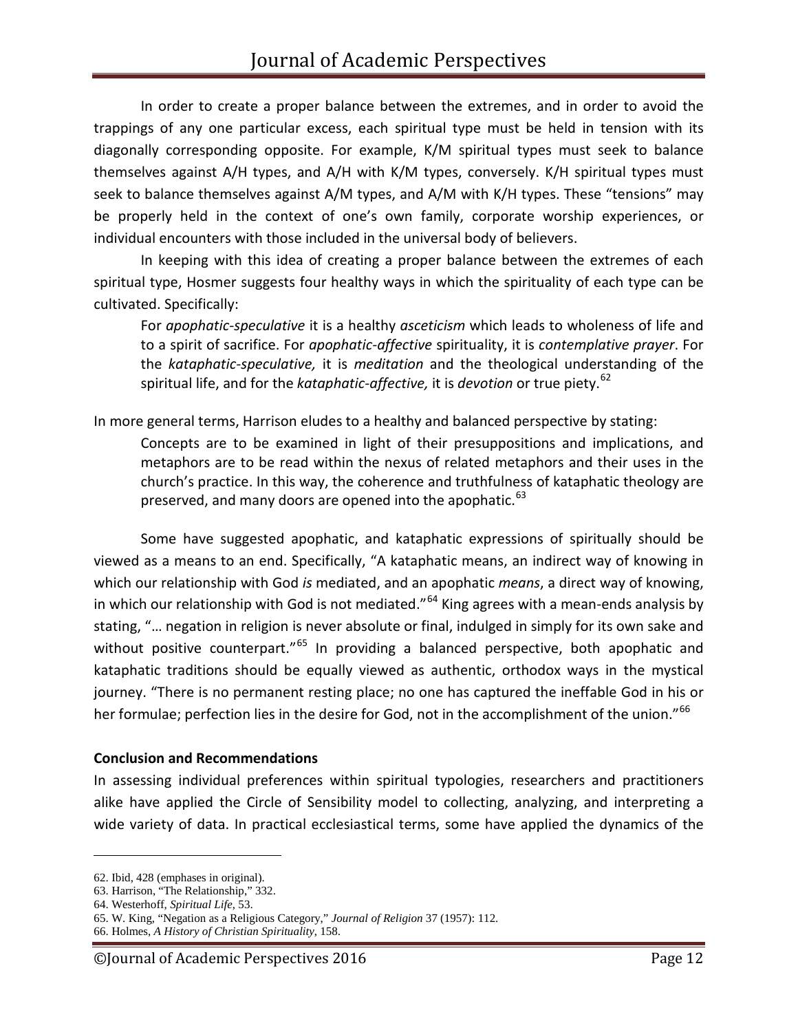In order to create a proper balance between the extremes, and in order to avoid the trappings of any one particular excess, each spiritual type must be held in tension with its diagonally corresponding opposite. For example, K/M spiritual types must seek to balance themselves against A/H types, and A/H with K/M types, conversely. K/H spiritual types must seek to balance themselves against A/M types, and A/M with K/H types. These "tensions" may be properly held in the context of one's own family, corporate worship experiences, or individual encounters with those included in the universal body of believers.

In keeping with this idea of creating a proper balance between the extremes of each spiritual type, Hosmer suggests four healthy ways in which the spirituality of each type can be cultivated. Specifically:

> For *apophatic-speculative* it is a healthy *asceticism* which leads to wholeness of life and to a spirit of sacrifice. For *apophatic-affective* spirituality, it is *contemplative prayer*. For the *kataphatic-speculative,* it is *meditation* and the theological understanding of the spiritual life, and for the *kataphatic-affective,* it is *devotion* or true piety.[62]

In more general terms, Harrison eludes to a healthy and balanced perspective by stating:

> Concepts are to be examined in light of their presuppositions and implications, and metaphors are to be read within the nexus of related metaphors and their uses in the church's practice. In this way, the coherence and truthfulness of kataphatic theology are preserved, and many doors are opened into the apophatic.[63]

Some have suggested apophatic, and kataphatic expressions of spiritually should be viewed as a means to an end. Specifically, "A kataphatic means, an indirect way of knowing in which our relationship with God *is* mediated, and an apophatic *means*, a direct way of knowing, in which our relationship with God is not mediated."[64] King agrees with a mean-ends analysis by stating, "… negation in religion is never absolute or final, indulged in simply for its own sake and without positive counterpart."[65] In providing a balanced perspective, both apophatic and kataphatic traditions should be equally viewed as authentic, orthodox ways in the mystical journey. "There is no permanent resting place; no one has captured the ineffable God in his or her formulae; perfection lies in the desire for God, not in the accomplishment of the union."[66]

**Conclusion and Recommendations**

In assessing individual preferences within spiritual typologies, researchers and practitioners alike have applied the Circle of Sensibility model to collecting, analyzing, and interpreting a wide variety of data. In practical ecclesiastical terms, some have applied the dynamics of the

---

62. Ibid, 428 (emphases in original).
63. Harrison, "The Relationship," 332.
64. Westerhoff, *Spiritual Life*, 53.
65. W. King, "Negation as a Religious Category," *Journal of Religion* 37 (1957): 112.
66. Holmes, *A History of Christian Spirituality*, 158.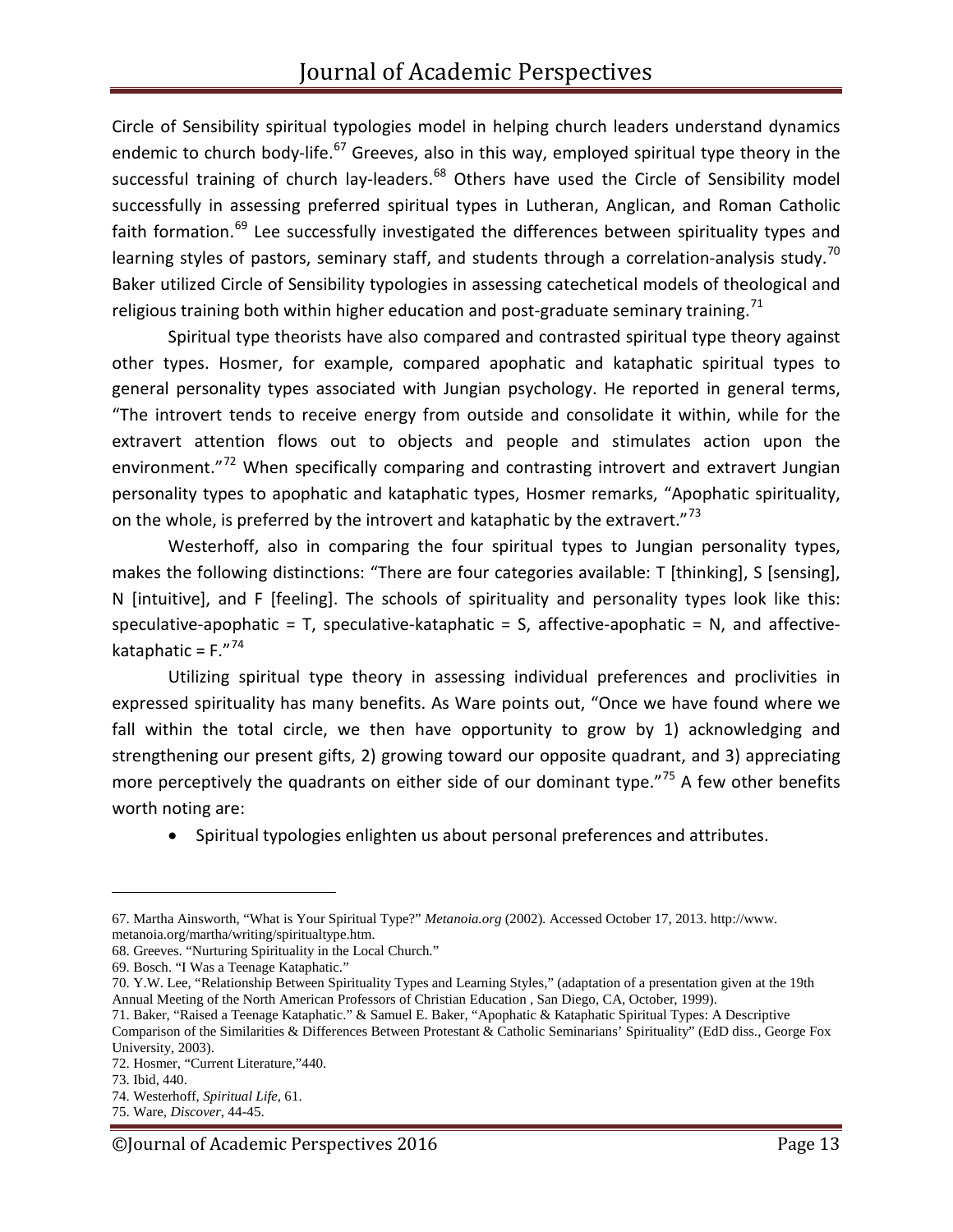Circle of Sensibility spiritual typologies model in helping church leaders understand dynamics endemic to church body-life.[67] Greeves, also in this way, employed spiritual type theory in the successful training of church lay-leaders.[68] Others have used the Circle of Sensibility model successfully in assessing preferred spiritual types in Lutheran, Anglican, and Roman Catholic faith formation.[69] Lee successfully investigated the differences between spirituality types and learning styles of pastors, seminary staff, and students through a correlation-analysis study.[70] Baker utilized Circle of Sensibility typologies in assessing catechetical models of theological and religious training both within higher education and post-graduate seminary training.[71]

Spiritual type theorists have also compared and contrasted spiritual type theory against other types. Hosmer, for example, compared apophatic and kataphatic spiritual types to general personality types associated with Jungian psychology. He reported in general terms, "The introvert tends to receive energy from outside and consolidate it within, while for the extravert attention flows out to objects and people and stimulates action upon the environment."[72] When specifically comparing and contrasting introvert and extravert Jungian personality types to apophatic and kataphatic types, Hosmer remarks, "Apophatic spirituality, on the whole, is preferred by the introvert and kataphatic by the extravert."[73]

Westerhoff, also in comparing the four spiritual types to Jungian personality types, makes the following distinctions: "There are four categories available: T [thinking], S [sensing], N [intuitive], and F [feeling]. The schools of spirituality and personality types look like this: speculative-apophatic = T, speculative-kataphatic = S, affective-apophatic = N, and affective-kataphatic = F."[74]

Utilizing spiritual type theory in assessing individual preferences and proclivities in expressed spirituality has many benefits. As Ware points out, "Once we have found where we fall within the total circle, we then have opportunity to grow by 1) acknowledging and strengthening our present gifts, 2) growing toward our opposite quadrant, and 3) appreciating more perceptively the quadrants on either side of our dominant type."[75] A few other benefits worth noting are:

- Spiritual typologies enlighten us about personal preferences and attributes.

---

67. Martha Ainsworth, "What is Your Spiritual Type?" *Metanoia.org* (2002). Accessed October 17, 2013. http://www.metanoia.org/martha/writing/spiritualtype.htm.
68. Greeves. "Nurturing Spirituality in the Local Church."
69. Bosch. "I Was a Teenage Kataphatic."
70. Y.W. Lee, "Relationship Between Spirituality Types and Learning Styles," (adaptation of a presentation given at the 19th Annual Meeting of the North American Professors of Christian Education , San Diego, CA, October, 1999).
71. Baker, "Raised a Teenage Kataphatic." & Samuel E. Baker, "Apophatic & Kataphatic Spiritual Types: A Descriptive Comparison of the Similarities & Differences Between Protestant & Catholic Seminarians' Spirituality" (EdD diss., George Fox University, 2003).
72. Hosmer, "Current Literature,"440.
73. Ibid, 440.
74. Westerhoff, *Spiritual Life*, 61.
75. Ware, *Discover*, 44-45.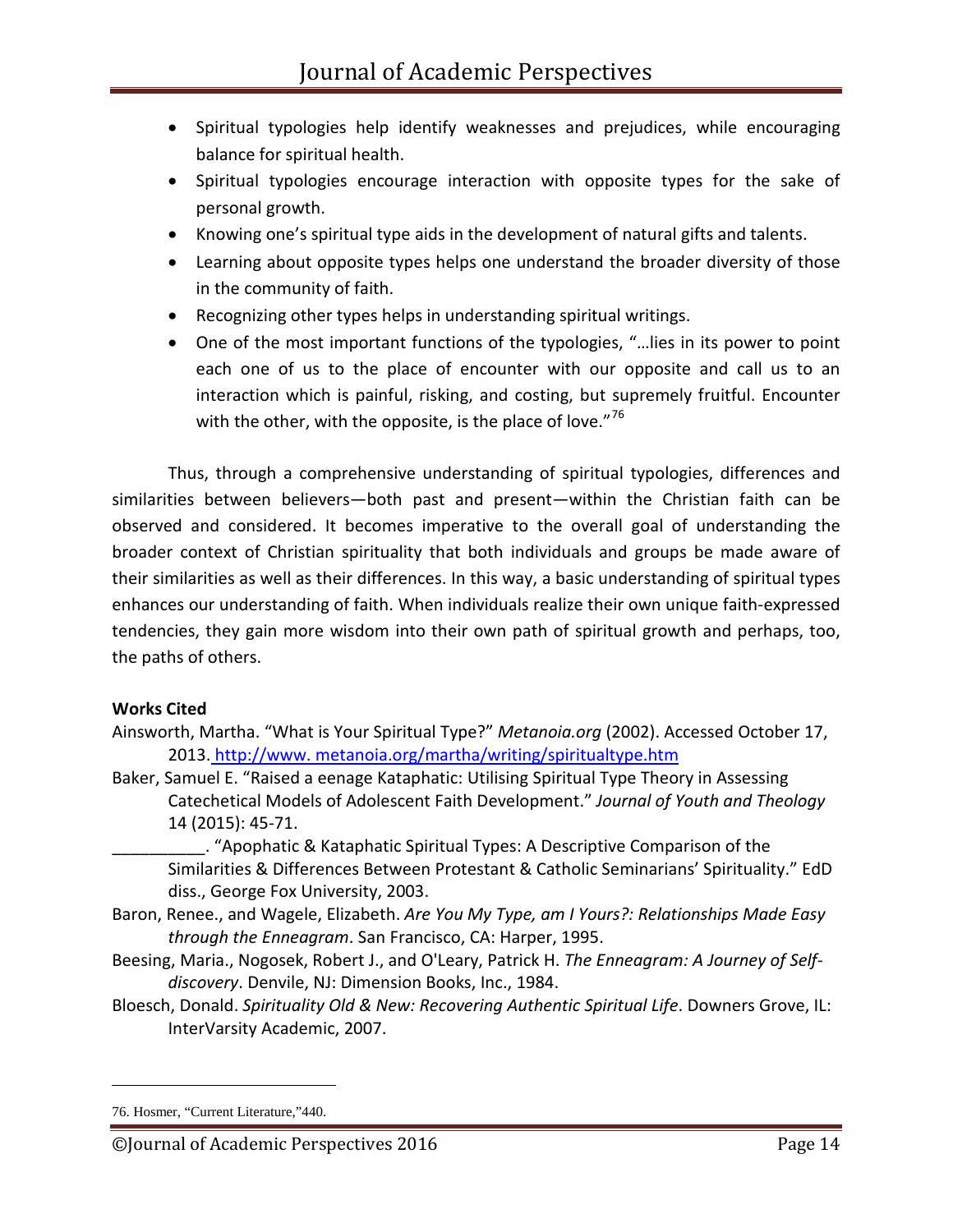- Spiritual typologies help identify weaknesses and prejudices, while encouraging balance for spiritual health.
- Spiritual typologies encourage interaction with opposite types for the sake of personal growth.
- Knowing one's spiritual type aids in the development of natural gifts and talents.
- Learning about opposite types helps one understand the broader diversity of those in the community of faith.
- Recognizing other types helps in understanding spiritual writings.
- One of the most important functions of the typologies, "…lies in its power to point each one of us to the place of encounter with our opposite and call us to an interaction which is painful, risking, and costing, but supremely fruitful. Encounter with the other, with the opposite, is the place of love."[76]

Thus, through a comprehensive understanding of spiritual typologies, differences and similarities between believers—both past and present—within the Christian faith can be observed and considered. It becomes imperative to the overall goal of understanding the broader context of Christian spirituality that both individuals and groups be made aware of their similarities as well as their differences. In this way, a basic understanding of spiritual types enhances our understanding of faith. When individuals realize their own unique faith-expressed tendencies, they gain more wisdom into their own path of spiritual growth and perhaps, too, the paths of others.

**Works Cited**

Ainsworth, Martha. "What is Your Spiritual Type?" *Metanoia.org* (2002). Accessed October 17, 2013. http://www. metanoia.org/martha/writing/spiritualtype.htm

Baker, Samuel E. "Raised a eenage Kataphatic: Utilising Spiritual Type Theory in Assessing Catechetical Models of Adolescent Faith Development." *Journal of Youth and Theology* 14 (2015): 45-71.

__________. "Apophatic & Kataphatic Spiritual Types: A Descriptive Comparison of the Similarities & Differences Between Protestant & Catholic Seminarians' Spirituality." EdD diss., George Fox University, 2003.

Baron, Renee., and Wagele, Elizabeth. *Are You My Type, am I Yours?: Relationships Made Easy through the Enneagram*. San Francisco, CA: Harper, 1995.

Beesing, Maria., Nogosek, Robert J., and O'Leary, Patrick H. *The Enneagram: A Journey of Self-discovery*. Denvile, NJ: Dimension Books, Inc., 1984.

Bloesch, Donald. *Spirituality Old & New: Recovering Authentic Spiritual Life*. Downers Grove, IL: InterVarsity Academic, 2007.

76. Hosmer, "Current Literature,"440.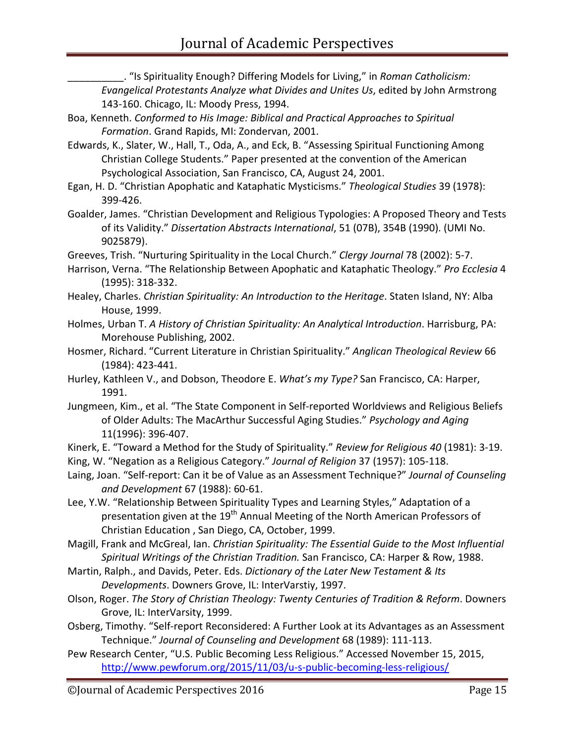__________. "Is Spirituality Enough? Differing Models for Living," in *Roman Catholicism: Evangelical Protestants Analyze what Divides and Unites Us*, edited by John Armstrong 143-160. Chicago, IL: Moody Press, 1994.

Boa, Kenneth. *Conformed to His Image: Biblical and Practical Approaches to Spiritual Formation*. Grand Rapids, MI: Zondervan, 2001.

Edwards, K., Slater, W., Hall, T., Oda, A., and Eck, B. "Assessing Spiritual Functioning Among Christian College Students." Paper presented at the convention of the American Psychological Association, San Francisco, CA, August 24, 2001.

Egan, H. D. "Christian Apophatic and Kataphatic Mysticisms." *Theological Studies* 39 (1978): 399-426.

Goalder, James. "Christian Development and Religious Typologies: A Proposed Theory and Tests of its Validity." *Dissertation Abstracts International*, 51 (07B), 354B (1990). (UMI No. 9025879).

Greeves, Trish. "Nurturing Spirituality in the Local Church." *Clergy Journal* 78 (2002): 5-7.

Harrison, Verna. "The Relationship Between Apophatic and Kataphatic Theology." *Pro Ecclesia* 4 (1995): 318-332.

Healey, Charles. *Christian Spirituality: An Introduction to the Heritage*. Staten Island, NY: Alba House, 1999.

Holmes, Urban T. *A History of Christian Spirituality: An Analytical Introduction*. Harrisburg, PA: Morehouse Publishing, 2002.

Hosmer, Richard. "Current Literature in Christian Spirituality." *Anglican Theological Review* 66 (1984): 423-441.

Hurley, Kathleen V., and Dobson, Theodore E. *What's my Type?* San Francisco, CA: Harper, 1991.

Jungmeen, Kim., et al. "The State Component in Self-reported Worldviews and Religious Beliefs of Older Adults: The MacArthur Successful Aging Studies." *Psychology and Aging* 11(1996): 396-407.

Kinerk, E. "Toward a Method for the Study of Spirituality." *Review for Religious 40* (1981): 3-19.

King, W. "Negation as a Religious Category." *Journal of Religion* 37 (1957): 105-118.

Laing, Joan. "Self-report: Can it be of Value as an Assessment Technique?" *Journal of Counseling and Development* 67 (1988): 60-61.

Lee, Y.W. "Relationship Between Spirituality Types and Learning Styles," Adaptation of a presentation given at the 19th Annual Meeting of the North American Professors of Christian Education , San Diego, CA, October, 1999.

Magill, Frank and McGreal, Ian. *Christian Spirituality: The Essential Guide to the Most Influential Spiritual Writings of the Christian Tradition.* San Francisco, CA: Harper & Row, 1988.

Martin, Ralph., and Davids, Peter. Eds. *Dictionary of the Later New Testament & Its Developments*. Downers Grove, IL: InterVarstiy, 1997.

Olson, Roger. *The Story of Christian Theology: Twenty Centuries of Tradition & Reform*. Downers Grove, IL: InterVarsity, 1999.

Osberg, Timothy. "Self-report Reconsidered: A Further Look at its Advantages as an Assessment Technique." *Journal of Counseling and Development* 68 (1989): 111-113.

Pew Research Center, "U.S. Public Becoming Less Religious." Accessed November 15, 2015, http://www.pewforum.org/2015/11/03/u-s-public-becoming-less-religious/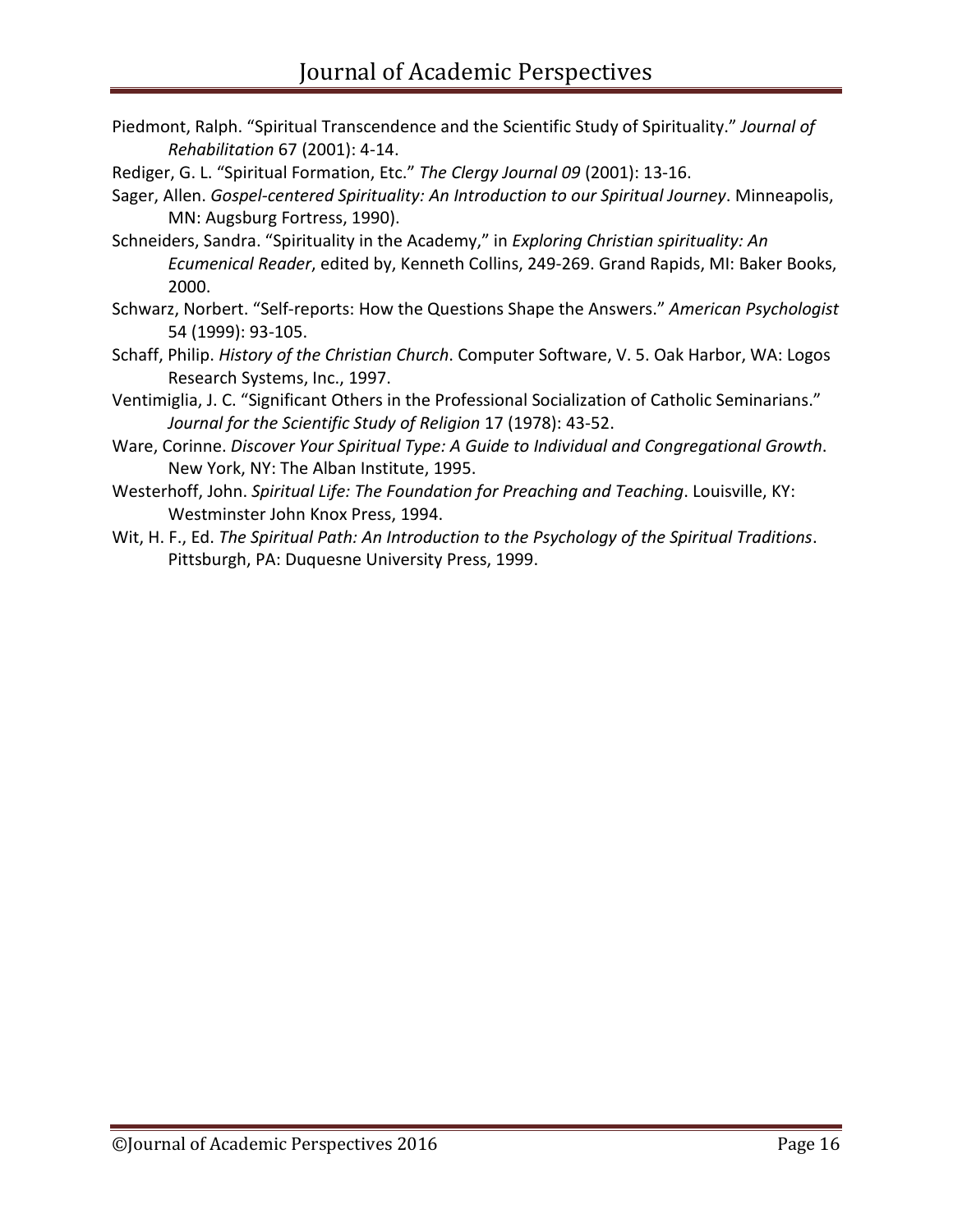Piedmont, Ralph. "Spiritual Transcendence and the Scientific Study of Spirituality." *Journal of Rehabilitation* 67 (2001): 4-14.

Rediger, G. L. "Spiritual Formation, Etc." *The Clergy Journal 09* (2001): 13-16.

Sager, Allen. *Gospel-centered Spirituality: An Introduction to our Spiritual Journey*. Minneapolis, MN: Augsburg Fortress, 1990).

Schneiders, Sandra. "Spirituality in the Academy," in *Exploring Christian spirituality: An Ecumenical Reader*, edited by, Kenneth Collins, 249-269. Grand Rapids, MI: Baker Books, 2000.

Schwarz, Norbert. "Self-reports: How the Questions Shape the Answers." *American Psychologist* 54 (1999): 93-105.

Schaff, Philip. *History of the Christian Church*. Computer Software, V. 5. Oak Harbor, WA: Logos Research Systems, Inc., 1997.

Ventimiglia, J. C. "Significant Others in the Professional Socialization of Catholic Seminarians." *Journal for the Scientific Study of Religion* 17 (1978): 43-52.

Ware, Corinne. *Discover Your Spiritual Type: A Guide to Individual and Congregational Growth*. New York, NY: The Alban Institute, 1995.

Westerhoff, John. *Spiritual Life: The Foundation for Preaching and Teaching*. Louisville, KY: Westminster John Knox Press, 1994.

Wit, H. F., Ed. *The Spiritual Path: An Introduction to the Psychology of the Spiritual Traditions*. Pittsburgh, PA: Duquesne University Press, 1999.